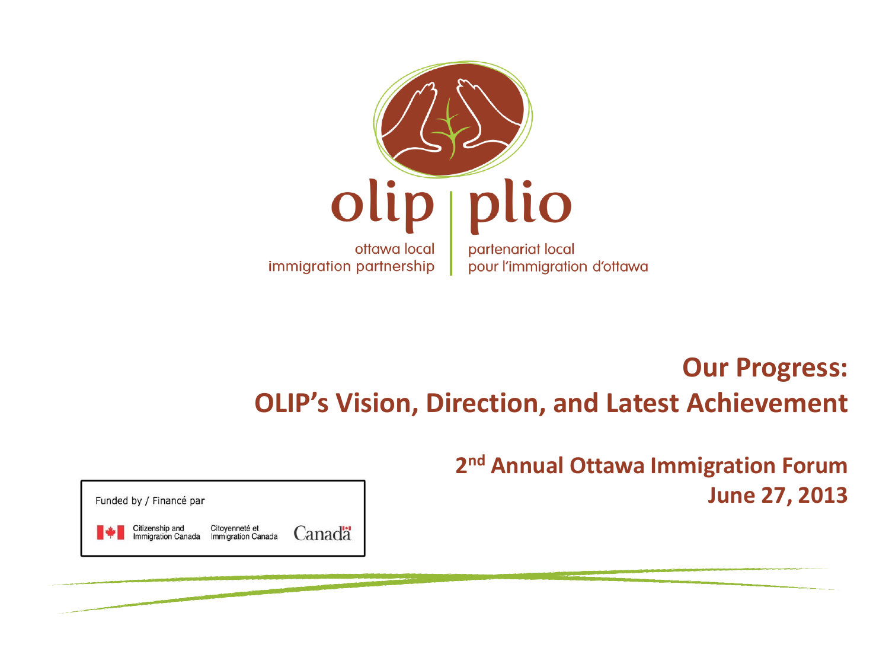olip | plio

ottawa local immigration partnership | partenariat local pour l'immigration d'ottawa

# Our Progress: OLIP's Vision, Direction, and Latest Achievement

**2nd Annual Ottawa Immigration Forum**

**June 27, 2013**

Funded by / Financé par

Citizenship and Immigration Canada | Citoyenneté et Immigration Canada

Canada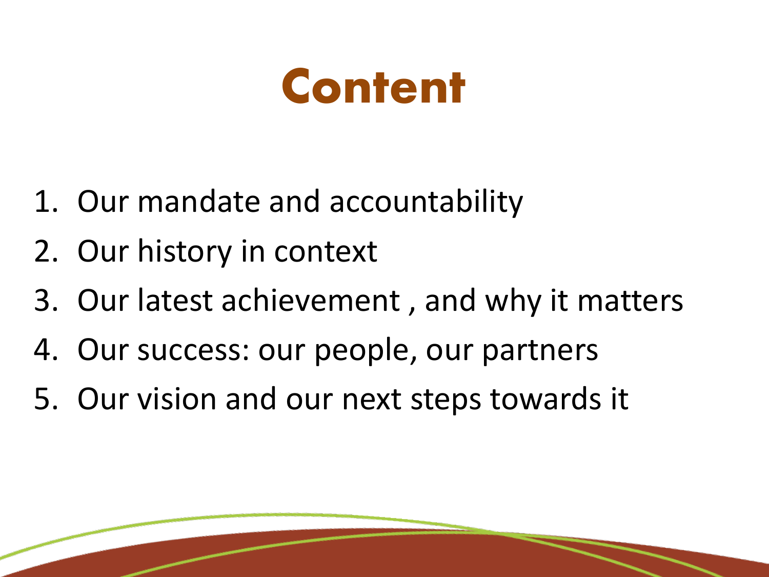# Content

1. Our mandate and accountability
2. Our history in context
3. Our latest achievement , and why it matters
4. Our success: our people, our partners
5. Our vision and our next steps towards it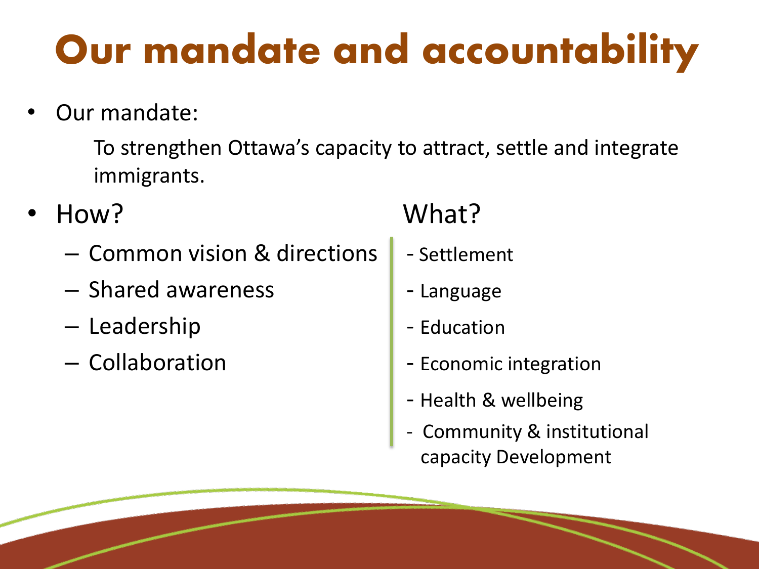# Our mandate and accountability

- Our mandate:

  To strengthen Ottawa's capacity to attract, settle and integrate immigrants.

- How?
  - Common vision & directions
  - Shared awareness
  - Leadership
  - Collaboration

What?

- Settlement
- Language
- Education
- Economic integration
- Health & wellbeing
- Community & institutional capacity Development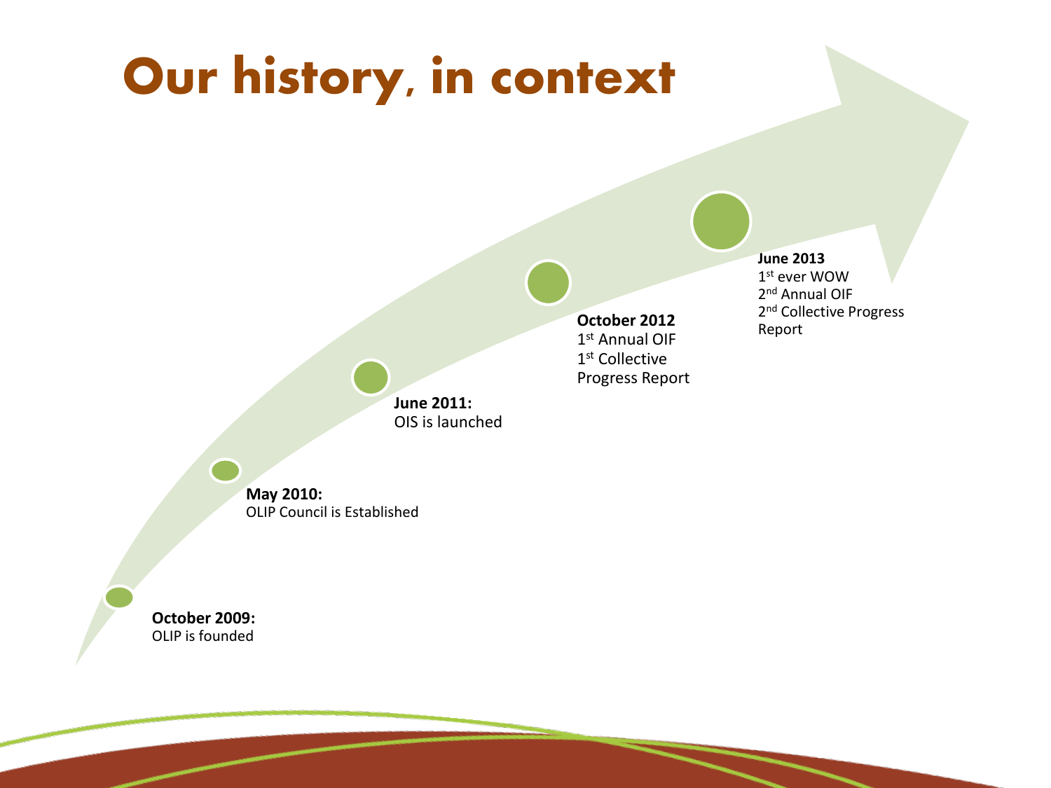# Our history, in context

**October 2009:**
OLIP is founded

**May 2010:**
OLIP Council is Established

**June 2011:**
OIS is launched

**October 2012**
1st Annual OIF
1st Collective Progress Report

**June 2013**
1st ever WOW
2nd Annual OIF
2nd Collective Progress Report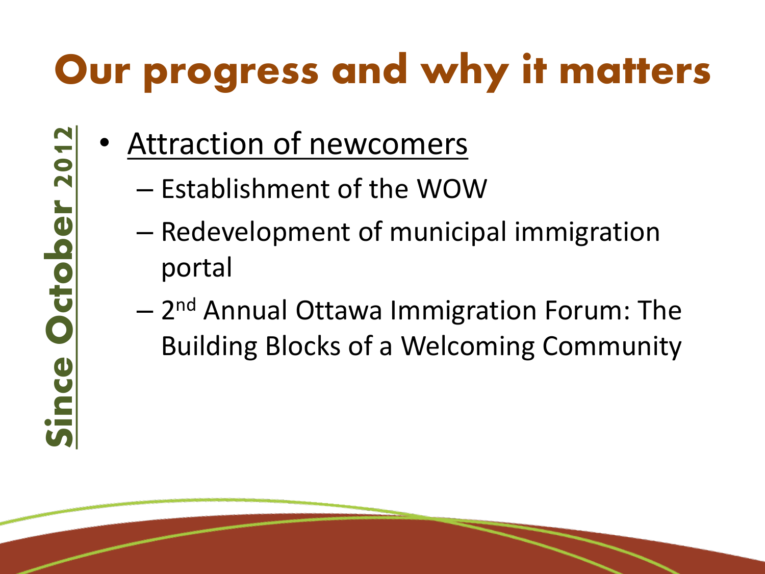# Our progress and why it matters

**Since October 2012**

- Attraction of newcomers
  - Establishment of the WOW
  - Redevelopment of municipal immigration portal
  - 2nd Annual Ottawa Immigration Forum: The Building Blocks of a Welcoming Community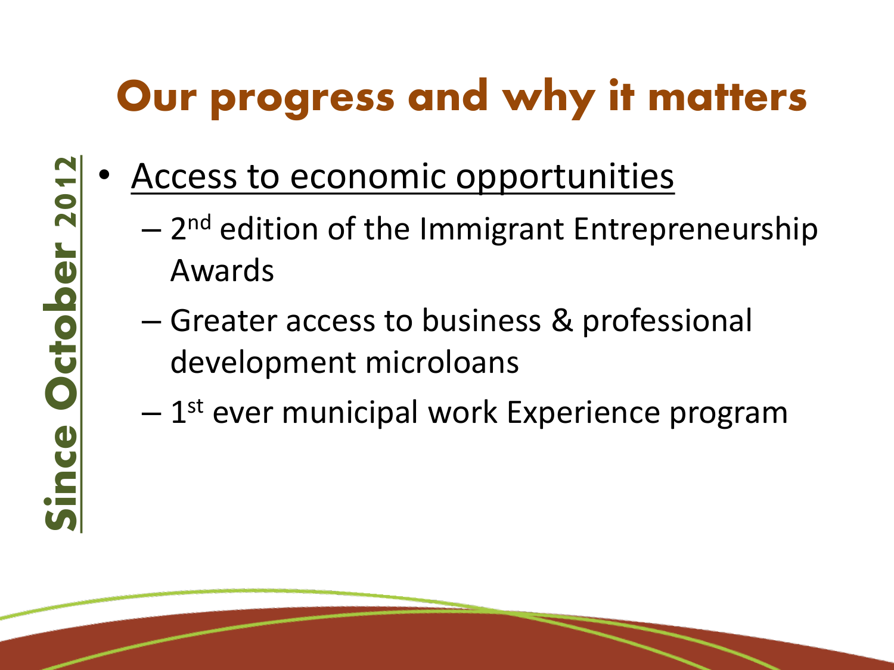# Our progress and why it matters

**Since October 2012**

- Access to economic opportunities
  - 2nd edition of the Immigrant Entrepreneurship Awards
  - Greater access to business & professional development microloans
  - 1st ever municipal work Experience program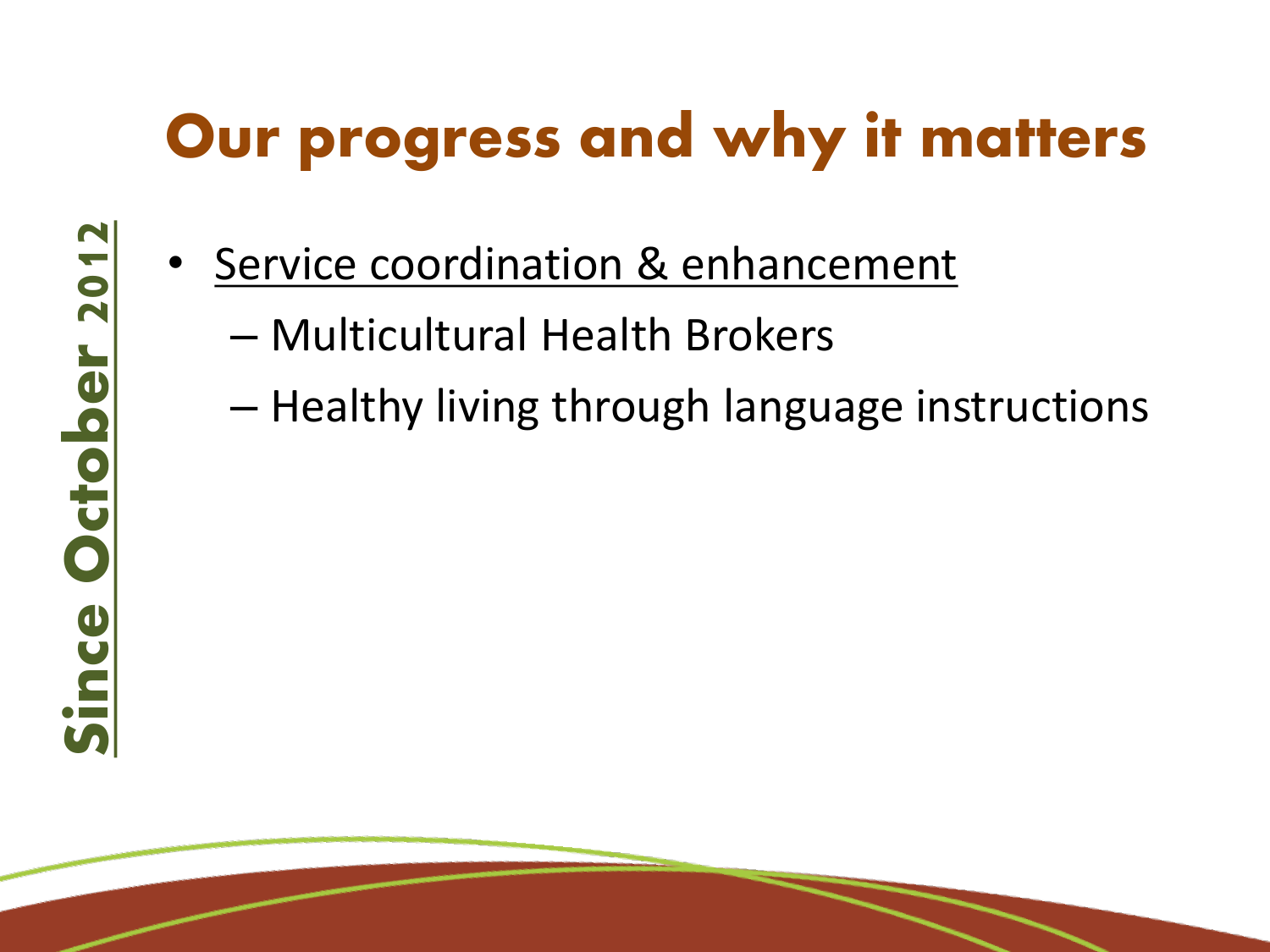# Our progress and why it matters

**Since October 2012**

- Service coordination & enhancement
  - Multicultural Health Brokers
  - Healthy living through language instructions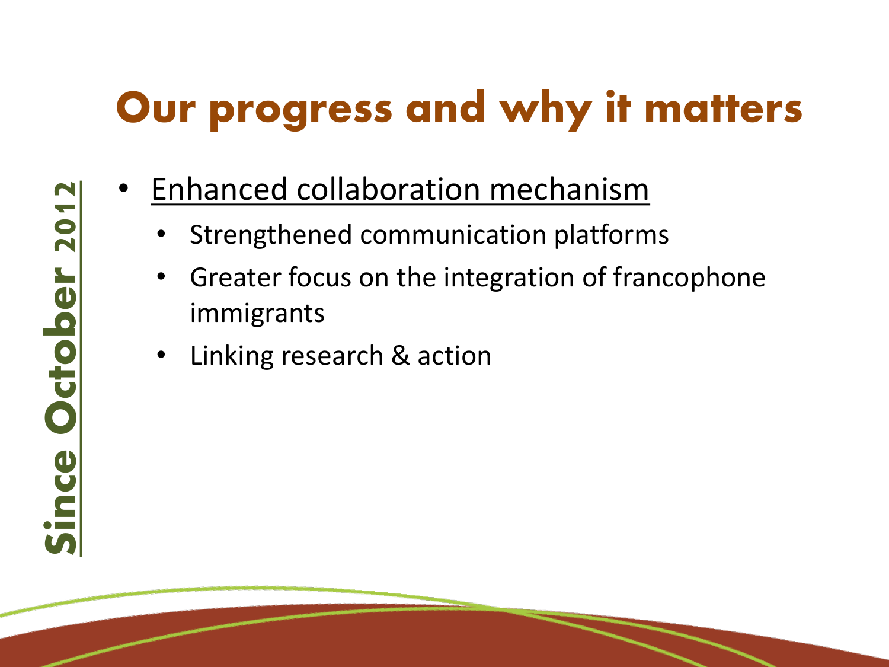# Our progress and why it matters

**Since October 2012**

- Enhanced collaboration mechanism
  - Strengthened communication platforms
  - Greater focus on the integration of francophone immigrants
  - Linking research & action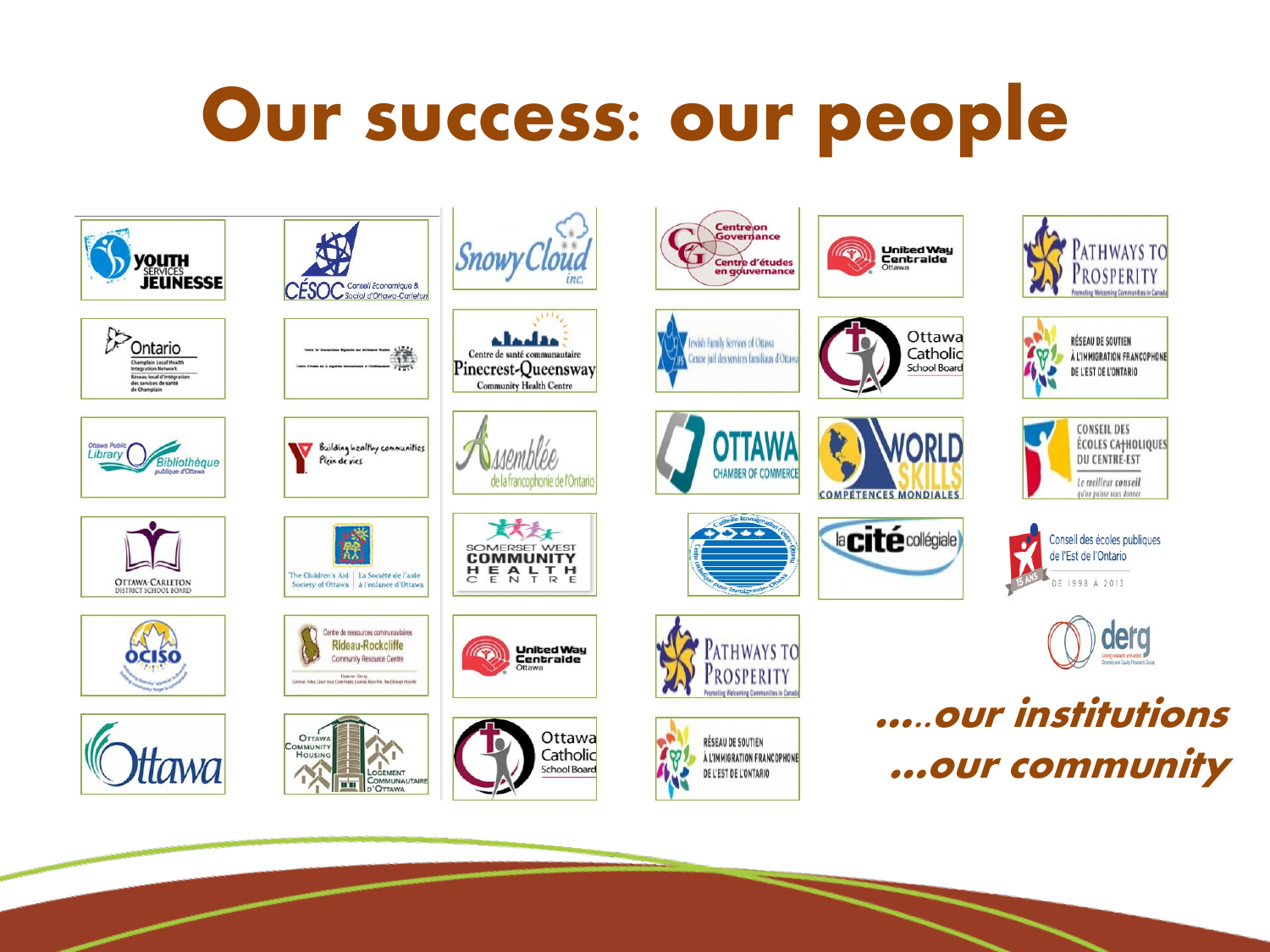# Our success: our people

*....our institutions*

*...our community*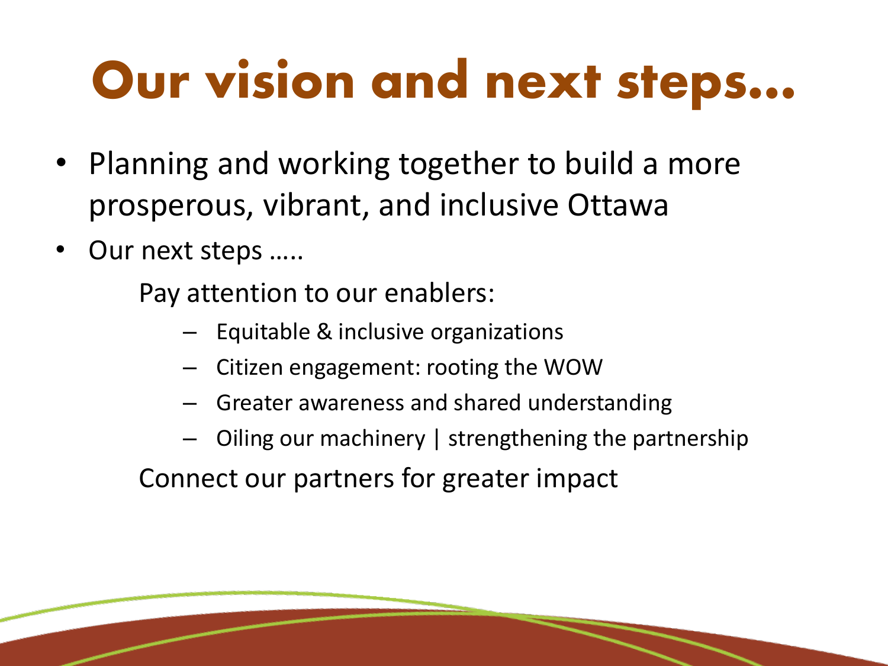# Our vision and next steps…

- Planning and working together to build a more prosperous, vibrant, and inclusive Ottawa
- Our next steps …..

  Pay attention to our enablers:

  - Equitable & inclusive organizations
  - Citizen engagement: rooting the WOW
  - Greater awareness and shared understanding
  - Oiling our machinery | strengthening the partnership

  Connect our partners for greater impact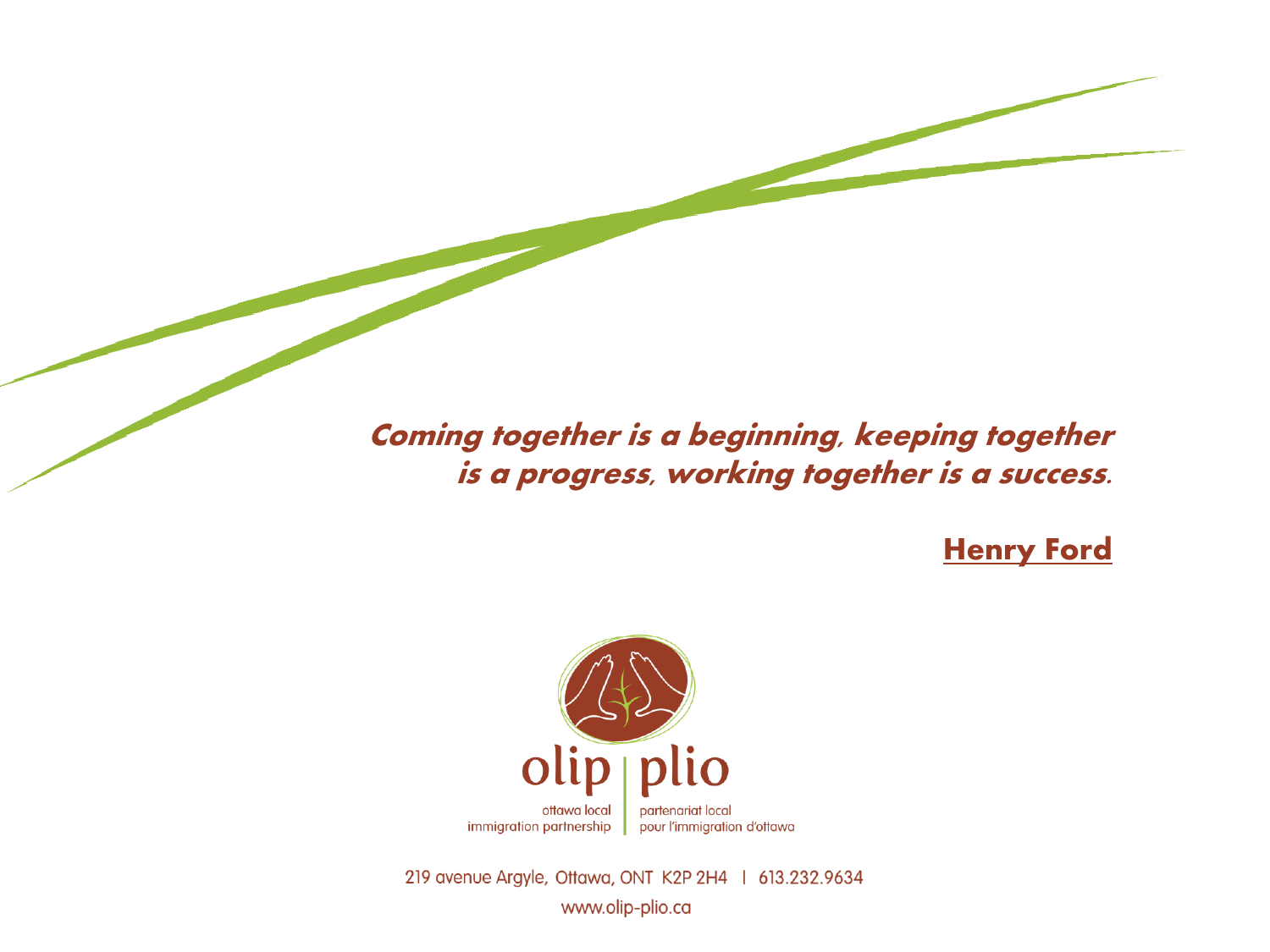***Coming together is a beginning, keeping together is a progress, working together is a success.***

**Henry Ford**

olip | plio

ottawa local immigration partnership | partenariat local pour l'immigration d'ottawa

219 avenue Argyle, Ottawa, ONT K2P 2H4 | 613.232.9634

www.olip-plio.ca